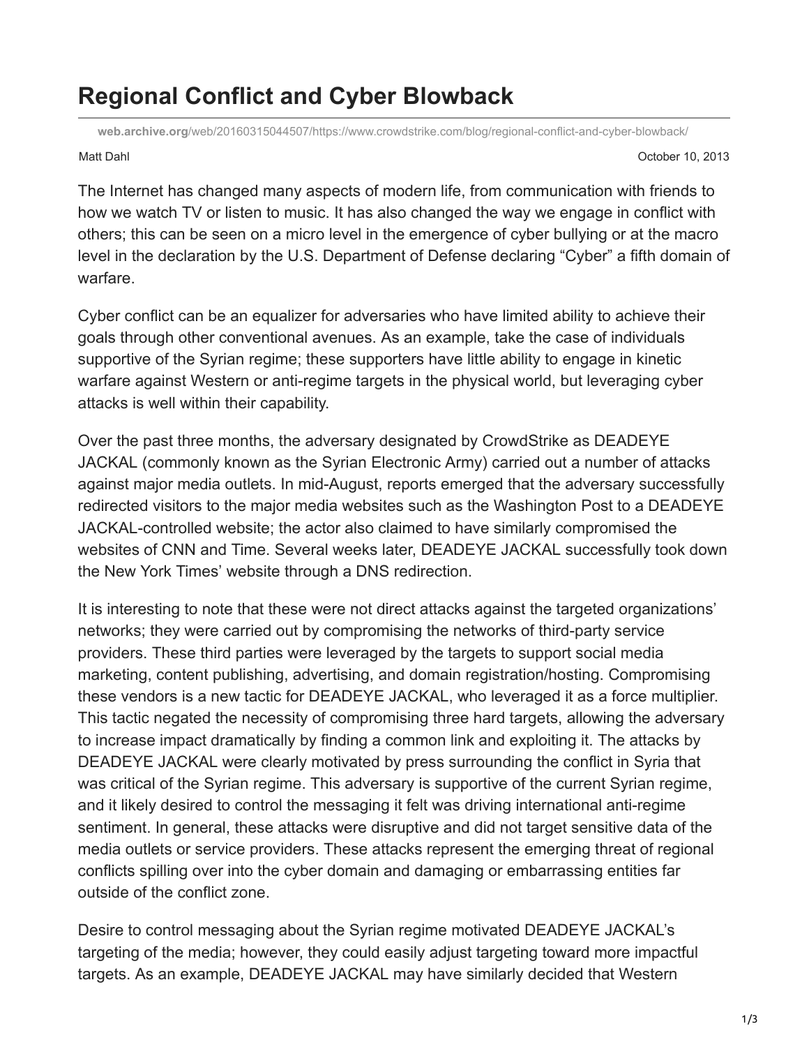# Regional Conflict and Cyber Blowback

**web.archive.org**/web/20160315044507/https://www.crowdstrike.com/blog/regional-conflict-and-cyber-blowback/

Matt Dahl October 10, 2013

The Internet has changed many aspects of modern life, from communication with friends to how we watch TV or listen to music. It has also changed the way we engage in conflict with others; this can be seen on a micro level in the emergence of cyber bullying or at the macro level in the declaration by the U.S. Department of Defense declaring "Cyber" a fifth domain of warfare.

Cyber conflict can be an equalizer for adversaries who have limited ability to achieve their goals through other conventional avenues. As an example, take the case of individuals supportive of the Syrian regime; these supporters have little ability to engage in kinetic warfare against Western or anti-regime targets in the physical world, but leveraging cyber attacks is well within their capability.

Over the past three months, the adversary designated by CrowdStrike as DEADEYE JACKAL (commonly known as the Syrian Electronic Army) carried out a number of attacks against major media outlets. In mid-August, reports emerged that the adversary successfully redirected visitors to the major media websites such as the Washington Post to a DEADEYE JACKAL-controlled website; the actor also claimed to have similarly compromised the websites of CNN and Time. Several weeks later, DEADEYE JACKAL successfully took down the New York Times' website through a DNS redirection.

It is interesting to note that these were not direct attacks against the targeted organizations' networks; they were carried out by compromising the networks of third-party service providers. These third parties were leveraged by the targets to support social media marketing, content publishing, advertising, and domain registration/hosting. Compromising these vendors is a new tactic for DEADEYE JACKAL, who leveraged it as a force multiplier. This tactic negated the necessity of compromising three hard targets, allowing the adversary to increase impact dramatically by finding a common link and exploiting it. The attacks by DEADEYE JACKAL were clearly motivated by press surrounding the conflict in Syria that was critical of the Syrian regime. This adversary is supportive of the current Syrian regime, and it likely desired to control the messaging it felt was driving international anti-regime sentiment. In general, these attacks were disruptive and did not target sensitive data of the media outlets or service providers. These attacks represent the emerging threat of regional conflicts spilling over into the cyber domain and damaging or embarrassing entities far outside of the conflict zone.

Desire to control messaging about the Syrian regime motivated DEADEYE JACKAL's targeting of the media; however, they could easily adjust targeting toward more impactful targets. As an example, DEADEYE JACKAL may have similarly decided that Western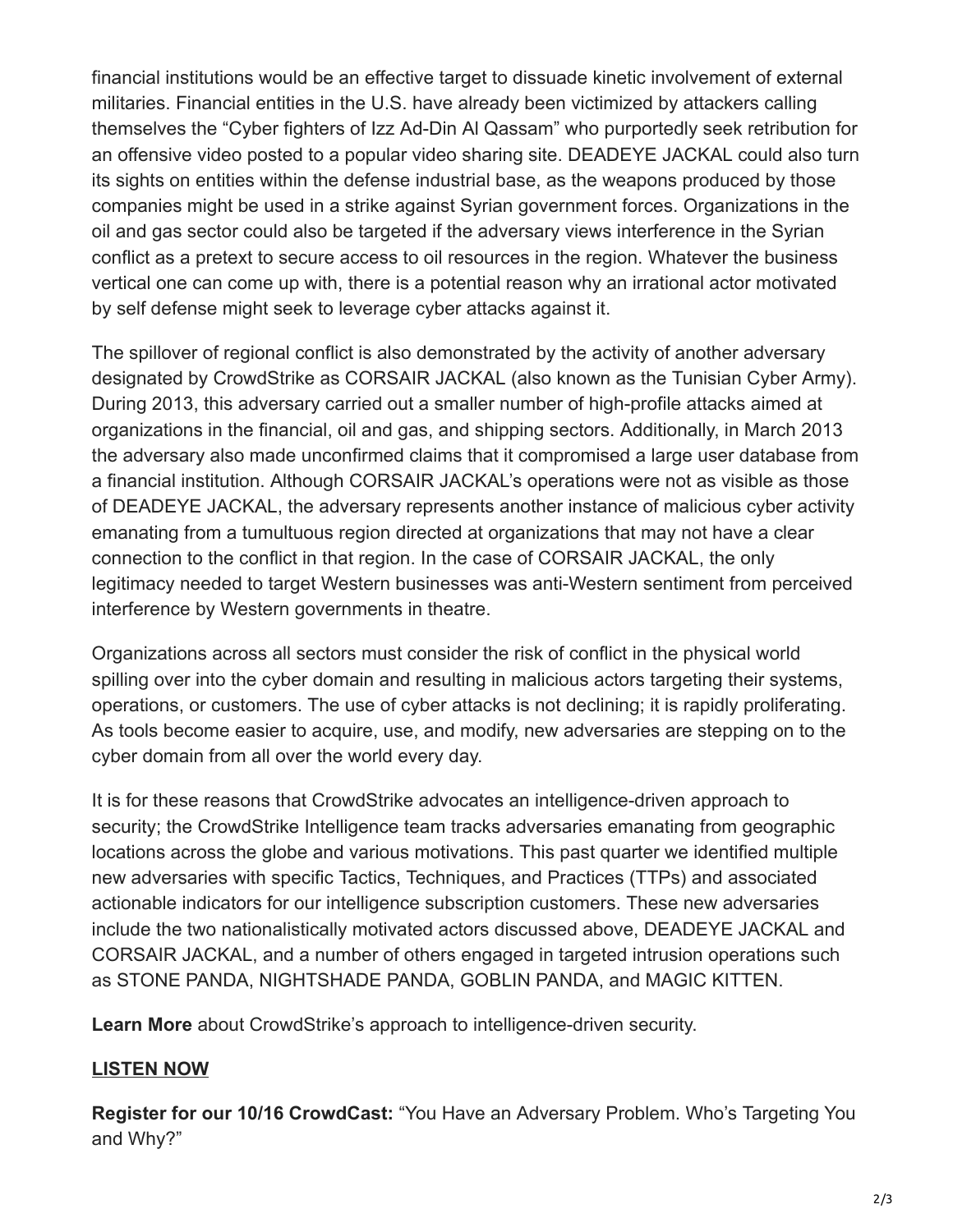financial institutions would be an effective target to dissuade kinetic involvement of external militaries. Financial entities in the U.S. have already been victimized by attackers calling themselves the “Cyber fighters of Izz Ad-Din Al Qassam” who purportedly seek retribution for an offensive video posted to a popular video sharing site. DEADEYE JACKAL could also turn its sights on entities within the defense industrial base, as the weapons produced by those companies might be used in a strike against Syrian government forces. Organizations in the oil and gas sector could also be targeted if the adversary views interference in the Syrian conflict as a pretext to secure access to oil resources in the region. Whatever the business vertical one can come up with, there is a potential reason why an irrational actor motivated by self defense might seek to leverage cyber attacks against it.

The spillover of regional conflict is also demonstrated by the activity of another adversary designated by CrowdStrike as CORSAIR JACKAL (also known as the Tunisian Cyber Army). During 2013, this adversary carried out a smaller number of high-profile attacks aimed at organizations in the financial, oil and gas, and shipping sectors. Additionally, in March 2013 the adversary also made unconfirmed claims that it compromised a large user database from a financial institution. Although CORSAIR JACKAL’s operations were not as visible as those of DEADEYE JACKAL, the adversary represents another instance of malicious cyber activity emanating from a tumultuous region directed at organizations that may not have a clear connection to the conflict in that region. In the case of CORSAIR JACKAL, the only legitimacy needed to target Western businesses was anti-Western sentiment from perceived interference by Western governments in theatre.

Organizations across all sectors must consider the risk of conflict in the physical world spilling over into the cyber domain and resulting in malicious actors targeting their systems, operations, or customers. The use of cyber attacks is not declining; it is rapidly proliferating. As tools become easier to acquire, use, and modify, new adversaries are stepping on to the cyber domain from all over the world every day.

It is for these reasons that CrowdStrike advocates an intelligence-driven approach to security; the CrowdStrike Intelligence team tracks adversaries emanating from geographic locations across the globe and various motivations. This past quarter we identified multiple new adversaries with specific Tactics, Techniques, and Practices (TTPs) and associated actionable indicators for our intelligence subscription customers. These new adversaries include the two nationalistically motivated actors discussed above, DEADEYE JACKAL and CORSAIR JACKAL, and a number of others engaged in targeted intrusion operations such as STONE PANDA, NIGHTSHADE PANDA, GOBLIN PANDA, and MAGIC KITTEN.

**Learn More** about CrowdStrike’s approach to intelligence-driven security.

**LISTEN NOW**

**Register for our 10/16 CrowdCast:** “You Have an Adversary Problem. Who’s Targeting You and Why?”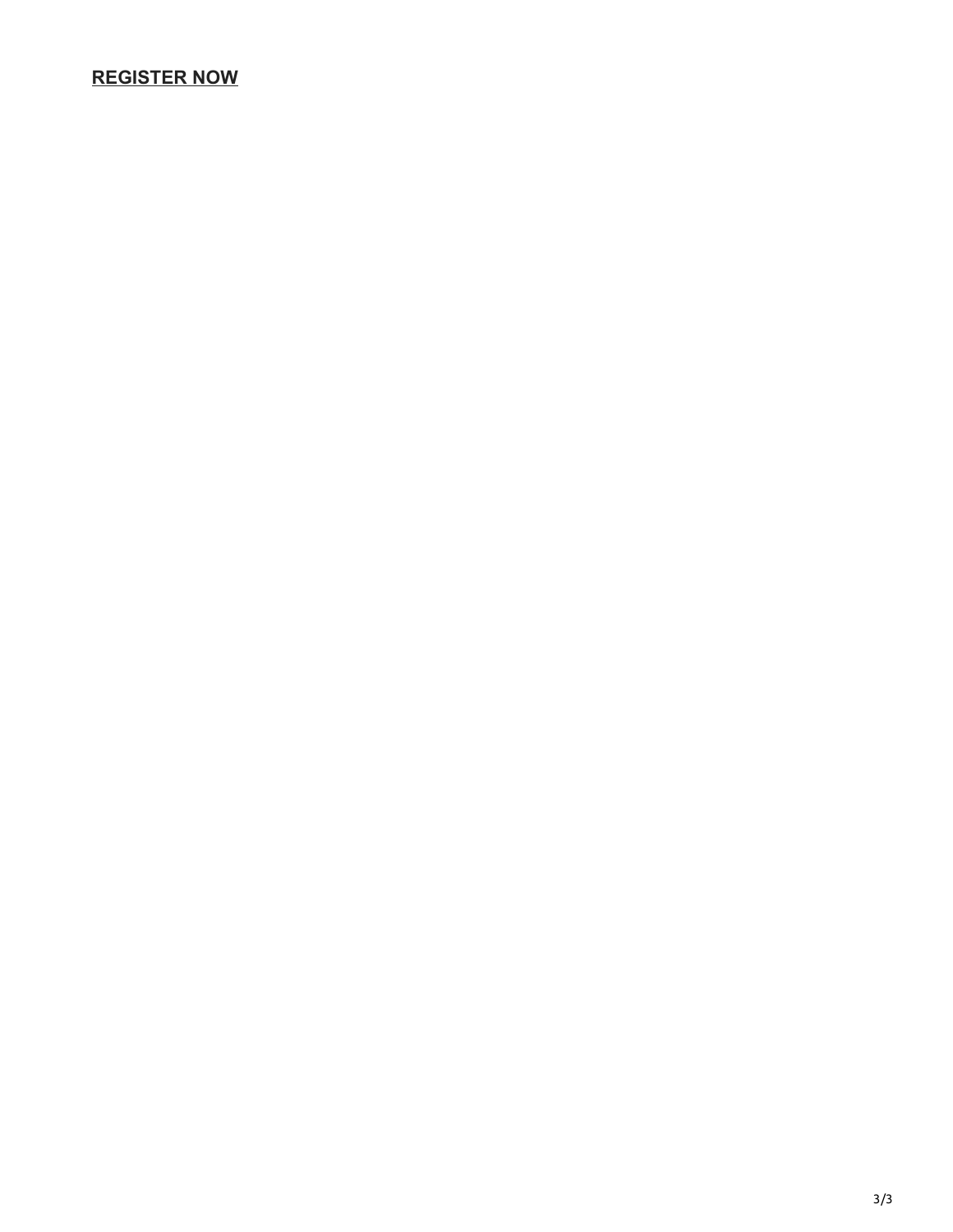**REGISTER NOW**